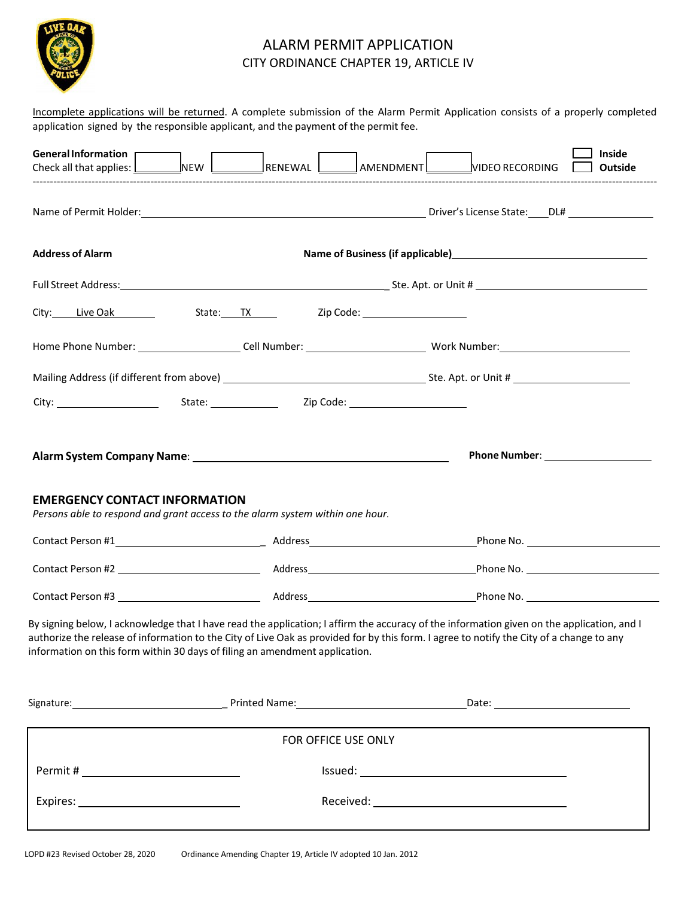# ALARM PERMIT APPLICATION

## CITY ORDINANCE CHAPTER 19, ARTICLE IV

Incomplete applications will be returned. A complete submission of the Alarm Permit Application consists of a properly completed application signed by the responsible applicant, and the payment of the permit fee.

**General Information**
Check all that applies: ☐ NEW ☐ RENEWAL ☐ AMENDMENT ☐ VIDEO RECORDING ☐ **Inside** ☐ **Outside**

---

Name of Permit Holder: ____________________ Driver's License State: ____ DL# ____________

**Address of Alarm** **Name of Business (if applicable)** ____________________

Full Street Address: ____________________ Ste. Apt. or Unit # ____________

City: Live Oak State: TX Zip Code: ____________

Home Phone Number: ____________ Cell Number: ____________ Work Number: ____________

Mailing Address (if different from above) ____________________ Ste. Apt. or Unit # ____________

City: ____________ State: ____________ Zip Code: ____________

**Alarm System Company Name**: ____________________ **Phone Number**: ____________

### EMERGENCY CONTACT INFORMATION

*Persons able to respond and grant access to the alarm system within one hour.*

Contact Person #1 ____________ Address ____________ Phone No. ____________

Contact Person #2 ____________ Address ____________ Phone No. ____________

Contact Person #3 ____________ Address ____________ Phone No. ____________

By signing below, I acknowledge that I have read the application; I affirm the accuracy of the information given on the application, and I authorize the release of information to the City of Live Oak as provided for by this form. I agree to notify the City of a change to any information on this form within 30 days of filing an amendment application.

Signature: ____________ Printed Name: ____________ Date: ____________

| FOR OFFICE USE ONLY | |
|---|---|
| Permit # ____________ | Issued: ____________ |
| Expires: ____________ | Received: ____________ |

LOPD #23 Revised October 28, 2020 Ordinance Amending Chapter 19, Article IV adopted 10 Jan. 2012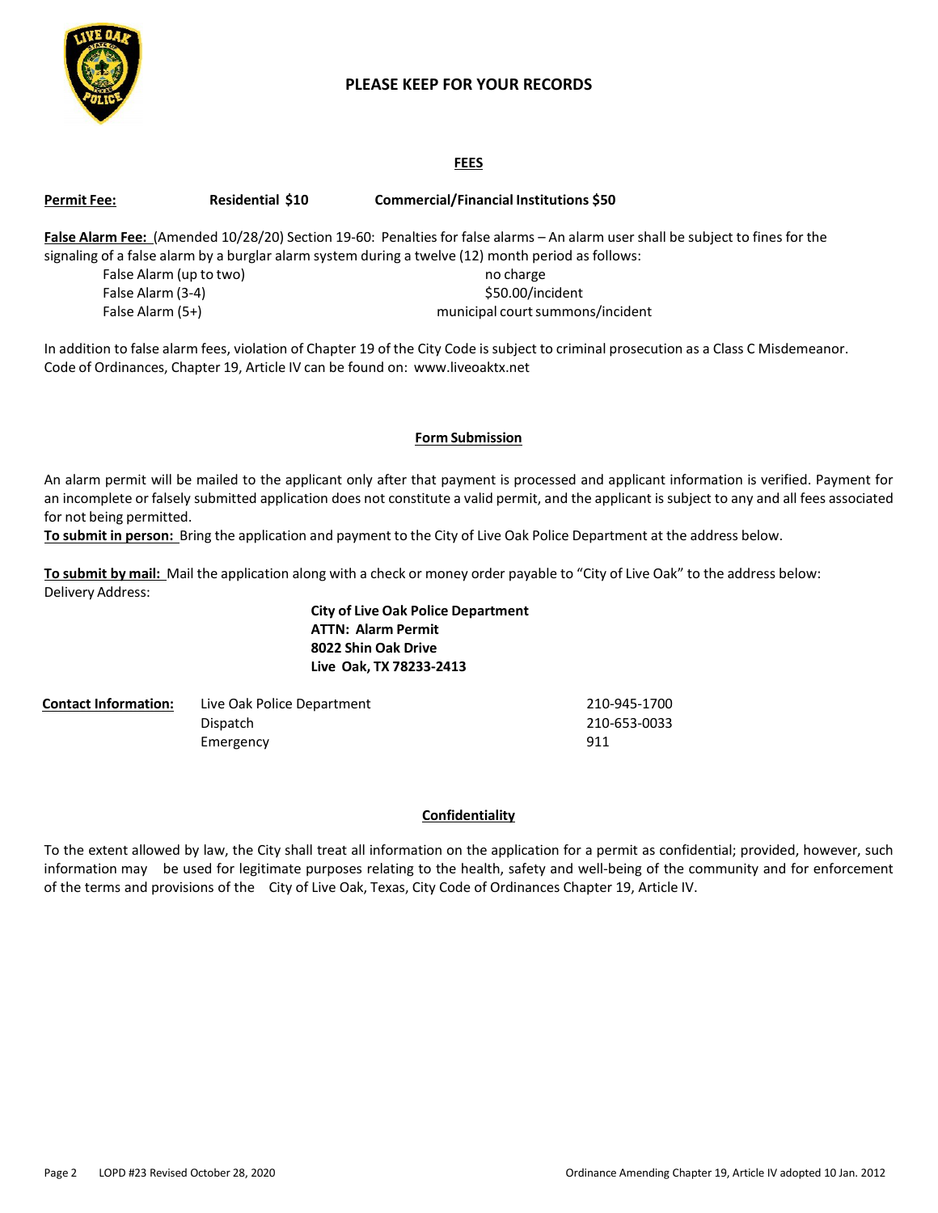**PLEASE KEEP FOR YOUR RECORDS**

## FEES

**Permit Fee:** **Residential $10** **Commercial/Financial Institutions $50**

**False Alarm Fee:** (Amended 10/28/20) Section 19-60: Penalties for false alarms – An alarm user shall be subject to fines for the signaling of a false alarm by a burglar alarm system during a twelve (12) month period as follows:

| | |
|---|---|
| False Alarm (up to two) | no charge |
| False Alarm (3-4) | $50.00/incident |
| False Alarm (5+) | municipal court summons/incident |

In addition to false alarm fees, violation of Chapter 19 of the City Code is subject to criminal prosecution as a Class C Misdemeanor. Code of Ordinances, Chapter 19, Article IV can be found on: www.liveoaktx.net

## Form Submission

An alarm permit will be mailed to the applicant only after that payment is processed and applicant information is verified. Payment for an incomplete or falsely submitted application does not constitute a valid permit, and the applicant is subject to any and all fees associated for not being permitted.

**To submit in person:** Bring the application and payment to the City of Live Oak Police Department at the address below.

**To submit by mail:** Mail the application along with a check or money order payable to "City of Live Oak" to the address below:
Delivery Address:

**City of Live Oak Police Department**
**ATTN: Alarm Permit**
**8022 Shin Oak Drive**
**Live Oak, TX 78233-2413**

**Contact Information:**

| | | |
|---|---|---|
| | Live Oak Police Department | 210-945-1700 |
| | Dispatch | 210-653-0033 |
| | Emergency | 911 |

## Confidentiality

To the extent allowed by law, the City shall treat all information on the application for a permit as confidential; provided, however, such information may be used for legitimate purposes relating to the health, safety and well-being of the community and for enforcement of the terms and provisions of the City of Live Oak, Texas, City Code of Ordinances Chapter 19, Article IV.

LOPD #23 Revised October 28, 2020

Ordinance Amending Chapter 19, Article IV adopted 10 Jan. 2012